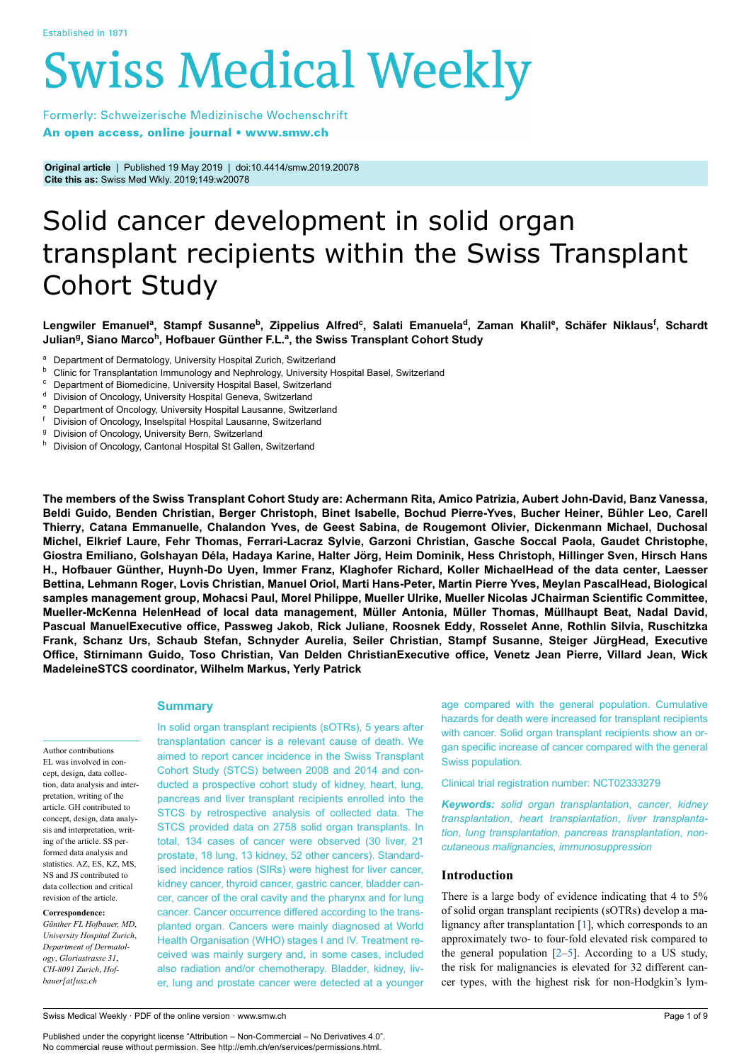Established in 1871

# Swiss Medical Weekly

Formerly: Schweizerische Medizinische Wochenschrift

**An open access, online journal • www.smw.ch**

**Original article** | Published 19 May 2019 | doi:10.4414/smw.2019.20078
**Cite this as:** Swiss Med Wkly. 2019;149:w20078

# Solid cancer development in solid organ transplant recipients within the Swiss Transplant Cohort Study

**Lengwiler Emanuel[a], Stampf Susanne[b], Zippelius Alfred[c], Salati Emanuela[d], Zaman Khalil[e], Schäfer Niklaus[f], Schardt Julian[g], Siano Marco[h], Hofbauer Günther F.L.[a], the Swiss Transplant Cohort Study**

[a] Department of Dermatology, University Hospital Zurich, Switzerland
[b] Clinic for Transplantation Immunology and Nephrology, University Hospital Basel, Switzerland
[c] Department of Biomedicine, University Hospital Basel, Switzerland
[d] Division of Oncology, University Hospital Geneva, Switzerland
[e] Department of Oncology, University Hospital Lausanne, Switzerland
[f] Division of Oncology, Inselspital Hospital Lausanne, Switzerland
[g] Division of Oncology, University Bern, Switzerland
[h] Division of Oncology, Cantonal Hospital St Gallen, Switzerland

**The members of the Swiss Transplant Cohort Study are: Achermann Rita, Amico Patrizia, Aubert John-David, Banz Vanessa, Beldi Guido, Benden Christian, Berger Christoph, Binet Isabelle, Bochud Pierre-Yves, Bucher Heiner, Bühler Leo, Carell Thierry, Catana Emmanuelle, Chalandon Yves, de Geest Sabina, de Rougemont Olivier, Dickenmann Michael, Duchosal Michel, Elkrief Laure, Fehr Thomas, Ferrari-Lacraz Sylvie, Garzoni Christian, Gasche Soccal Paola, Gaudet Christophe, Giostra Emiliano, Golshayan Déla, Hadaya Karine, Halter Jörg, Heim Dominik, Hess Christoph, Hillinger Sven, Hirsch Hans H., Hofbauer Günther, Huynh-Do Uyen, Immer Franz, Klaghofer Richard, Koller MichaelHead of the data center, Laesser Bettina, Lehmann Roger, Lovis Christian, Manuel Oriol, Marti Hans-Peter, Martin Pierre Yves, Meylan PascalHead, Biological samples management group, Mohacsi Paul, Morel Philippe, Mueller Ulrike, Mueller Nicolas JChairman Scientific Committee, Mueller-McKenna HelenHead of local data management, Müller Antonia, Müller Thomas, Müllhaupt Beat, Nadal David, Pascual ManuelExecutive office, Passweg Jakob, Rick Juliane, Roosnek Eddy, Rosselet Anne, Rothlin Silvia, Ruschitzka Frank, Schanz Urs, Schaub Stefan, Schnyder Aurelia, Seiler Christian, Stampf Susanne, Steiger JürgHead, Executive Office, Stirnimann Guido, Toso Christian, Van Delden ChristianExecutive office, Venetz Jean Pierre, Villard Jean, Wick MadeleineSTCS coordinator, Wilhelm Markus, Yerly Patrick**

## Summary

In solid organ transplant recipients (sOTRs), 5 years after transplantation cancer is a relevant cause of death. We aimed to report cancer incidence in the Swiss Transplant Cohort Study (STCS) between 2008 and 2014 and conducted a prospective cohort study of kidney, heart, lung, pancreas and liver transplant recipients enrolled into the STCS by retrospective analysis of collected data. The STCS provided data on 2758 solid organ transplants. In total, 134 cases of cancer were observed (30 liver, 21 prostate, 18 lung, 13 kidney, 52 other cancers). Standardised incidence ratios (SIRs) were highest for liver cancer, kidney cancer, thyroid cancer, gastric cancer, bladder cancer, cancer of the oral cavity and the pharynx and for lung cancer. Cancer occurrence differed according to the transplanted organ. Cancers were mainly diagnosed at World Health Organisation (WHO) stages I and IV. Treatment received was mainly surgery and, in some cases, included also radiation and/or chemotherapy. Bladder, kidney, liver, lung and prostate cancer were detected at a younger age compared with the general population. Cumulative hazards for death were increased for transplant recipients with cancer. Solid organ transplant recipients show an organ specific increase of cancer compared with the general Swiss population.

Clinical trial registration number: NCT02333279

***Keywords:** solid organ transplantation, cancer, kidney transplantation, heart transplantation, liver transplantation, lung transplantation, pancreas transplantation, non-cutaneous malignancies, immunosuppression*

Author contributions
EL was involved in concept, design, data collection, data analysis and interpretation, writing of the article. GH contributed to concept, design, data analysis and interpretation, writing of the article. SS performed data analysis and statistics. AZ, ES, KZ, MS, NS and JS contributed to data collection and critical revision of the article.

**Correspondence:**
*Günther FL Hofbauer, MD, University Hospital Zurich, Department of Dermatology, Gloriastrasse 31, CH-8091 Zurich, Hofbauer[at]usz.ch*

## Introduction

There is a large body of evidence indicating that 4 to 5% of solid organ transplant recipients (sOTRs) develop a malignancy after transplantation [1], which corresponds to an approximately two- to four-fold elevated risk compared to the general population [2–5]. According to a US study, the risk for malignancies is elevated for 32 different cancer types, with the highest risk for non-Hodgkin's lym-

Published under the copyright license "Attribution – Non-Commercial – No Derivatives 4.0".
No commercial reuse without permission. See http://emh.ch/en/services/permissions.html.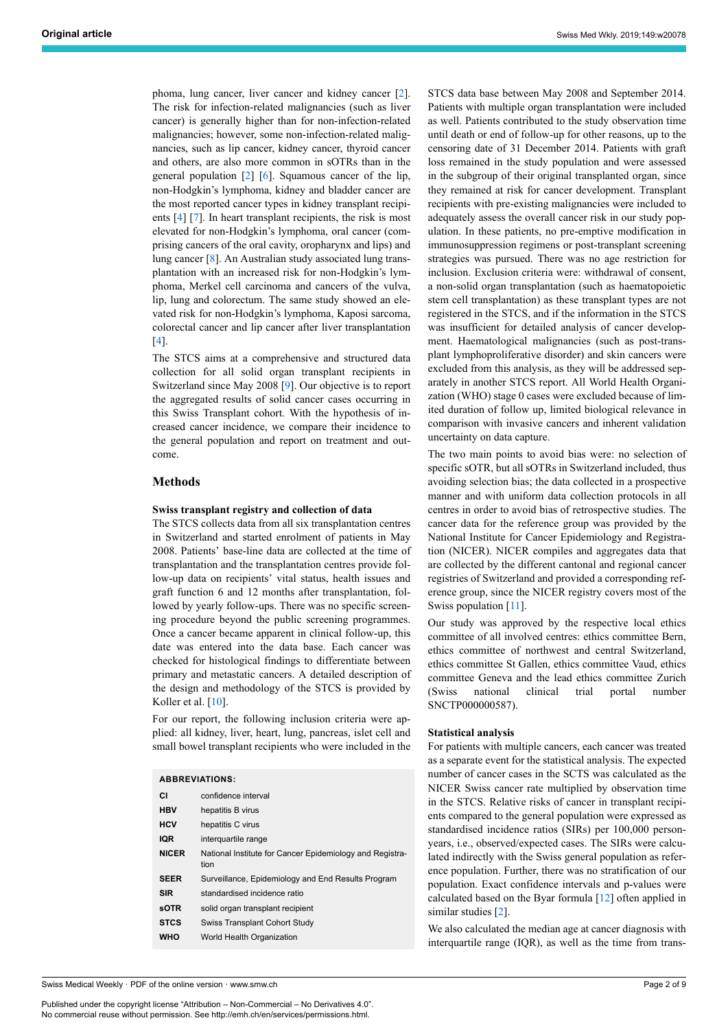phoma, lung cancer, liver cancer and kidney cancer [2]. The risk for infection-related malignancies (such as liver cancer) is generally higher than for non-infection-related malignancies; however, some non-infection-related malignancies, such as lip cancer, kidney cancer, thyroid cancer and others, are also more common in sOTRs than in the general population [2] [6]. Squamous cancer of the lip, non-Hodgkin's lymphoma, kidney and bladder cancer are the most reported cancer types in kidney transplant recipients [4] [7]. In heart transplant recipients, the risk is most elevated for non-Hodgkin's lymphoma, oral cancer (comprising cancers of the oral cavity, oropharynx and lips) and lung cancer [8]. An Australian study associated lung transplantation with an increased risk for non-Hodgkin's lymphoma, Merkel cell carcinoma and cancers of the vulva, lip, lung and colorectum. The same study showed an elevated risk for non-Hodgkin's lymphoma, Kaposi sarcoma, colorectal cancer and lip cancer after liver transplantation [4].

The STCS aims at a comprehensive and structured data collection for all solid organ transplant recipients in Switzerland since May 2008 [9]. Our objective is to report the aggregated results of solid cancer cases occurring in this Swiss Transplant cohort. With the hypothesis of increased cancer incidence, we compare their incidence to the general population and report on treatment and outcome.

## Methods

### Swiss transplant registry and collection of data

The STCS collects data from all six transplantation centres in Switzerland and started enrolment of patients in May 2008. Patients' base-line data are collected at the time of transplantation and the transplantation centres provide follow-up data on recipients' vital status, health issues and graft function 6 and 12 months after transplantation, followed by yearly follow-ups. There was no specific screening procedure beyond the public screening programmes. Once a cancer became apparent in clinical follow-up, this date was entered into the data base. Each cancer was checked for histological findings to differentiate between primary and metastatic cancers. A detailed description of the design and methodology of the STCS is provided by Koller et al. [10].

For our report, the following inclusion criteria were applied: all kidney, liver, heart, lung, pancreas, islet cell and small bowel transplant recipients who were included in the STCS data base between May 2008 and September 2014. Patients with multiple organ transplantation were included as well. Patients contributed to the study observation time until death or end of follow-up for other reasons, up to the censoring date of 31 December 2014. Patients with graft loss remained in the study population and were assessed in the subgroup of their original transplanted organ, since they remained at risk for cancer development. Transplant recipients with pre-existing malignancies were included to adequately assess the overall cancer risk in our study population. In these patients, no pre-emptive modification in immunosuppression regimens or post-transplant screening strategies was pursued. There was no age restriction for inclusion. Exclusion criteria were: withdrawal of consent, a non-solid organ transplantation (such as haematopoietic stem cell transplantation) as these transplant types are not registered in the STCS, and if the information in the STCS was insufficient for detailed analysis of cancer development. Haematological malignancies (such as post-transplant lymphoproliferative disorder) and skin cancers were excluded from this analysis, as they will be addressed separately in another STCS report. All World Health Organization (WHO) stage 0 cases were excluded because of limited duration of follow up, limited biological relevance in comparison with invasive cancers and inherent validation uncertainty on data capture.

The two main points to avoid bias were: no selection of specific sOTR, but all sOTRs in Switzerland included, thus avoiding selection bias; the data collected in a prospective manner and with uniform data collection protocols in all centres in order to avoid bias of retrospective studies. The cancer data for the reference group was provided by the National Institute for Cancer Epidemiology and Registration (NICER). NICER compiles and aggregates data that are collected by the different cantonal and regional cancer registries of Switzerland and provided a corresponding reference group, since the NICER registry covers most of the Swiss population [11].

Our study was approved by the respective local ethics committee of all involved centres: ethics committee Bern, ethics committee of northwest and central Switzerland, ethics committee St Gallen, ethics committee Vaud, ethics committee Geneva and the lead ethics committee Zurich (Swiss national clinical trial portal number SNCTP000000587).

### Statistical analysis

For patients with multiple cancers, each cancer was treated as a separate event for the statistical analysis. The expected number of cancer cases in the SCTS was calculated as the NICER Swiss cancer rate multiplied by observation time in the STCS. Relative risks of cancer in transplant recipients compared to the general population were expressed as standardised incidence ratios (SIRs) per 100,000 person-years, i.e., observed/expected cases. The SIRs were calculated indirectly with the Swiss general population as reference population. Further, there was no stratification of our population. Exact confidence intervals and p-values were calculated based on the Byar formula [12] often applied in similar studies [2].

We also calculated the median age at cancer diagnosis with interquartile range (IQR), as well as the time from trans-

**ABBREVIATIONS:**

| | |
|---|---|
| **CI** | confidence interval |
| **HBV** | hepatitis B virus |
| **HCV** | hepatitis C virus |
| **IQR** | interquartile range |
| **NICER** | National Institute for Cancer Epidemiology and Registration |
| **SEER** | Surveillance, Epidemiology and End Results Program |
| **SIR** | standardised incidence ratio |
| **sOTR** | solid organ transplant recipient |
| **STCS** | Swiss Transplant Cohort Study |
| **WHO** | World Health Organization |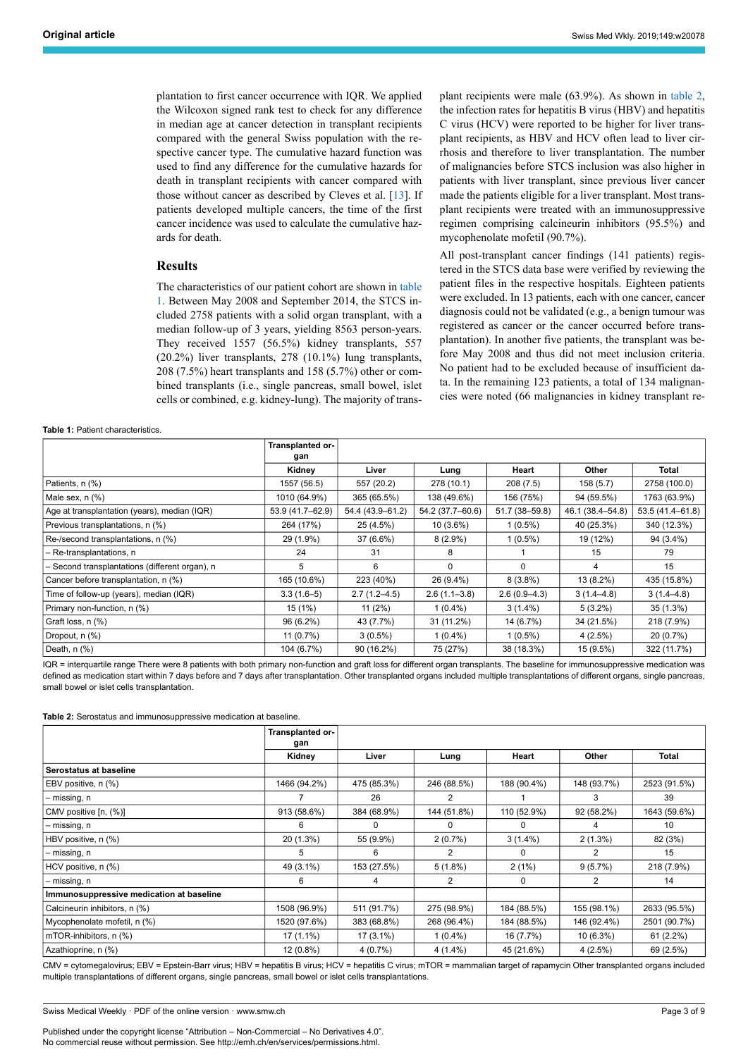plantation to first cancer occurrence with IQR. We applied the Wilcoxon signed rank test to check for any difference in median age at cancer detection in transplant recipients compared with the general Swiss population with the respective cancer type. The cumulative hazard function was used to find any difference for the cumulative hazards for death in transplant recipients with cancer compared with those without cancer as described by Cleves et al. [13]. If patients developed multiple cancers, the time of the first cancer incidence was used to calculate the cumulative hazards for death.

## Results

The characteristics of our patient cohort are shown in table 1. Between May 2008 and September 2014, the STCS included 2758 patients with a solid organ transplant, with a median follow-up of 3 years, yielding 8563 person-years. They received 1557 (56.5%) kidney transplants, 557 (20.2%) liver transplants, 278 (10.1%) lung transplants, 208 (7.5%) heart transplants and 158 (5.7%) other or combined transplants (i.e., single pancreas, small bowel, islet cells or combined, e.g. kidney-lung). The majority of transplant recipients were male (63.9%). As shown in table 2, the infection rates for hepatitis B virus (HBV) and hepatitis C virus (HCV) were reported to be higher for liver transplant recipients, as HBV and HCV often lead to liver cirrhosis and therefore to liver transplantation. The number of malignancies before STCS inclusion was also higher in patients with liver transplant, since previous liver cancer made the patients eligible for a liver transplant. Most transplant recipients were treated with an immunosuppressive regimen comprising calcineurin inhibitors (95.5%) and mycophenolate mofetil (90.7%).

All post-transplant cancer findings (141 patients) registered in the STCS data base were verified by reviewing the patient files in the respective hospitals. Eighteen patients were excluded. In 13 patients, each with one cancer, cancer diagnosis could not be validated (e.g., a benign tumour was registered as cancer or the cancer occurred before transplantation). In another five patients, the transplant was before May 2008 and thus did not meet inclusion criteria. No patient had to be excluded because of insufficient data. In the remaining 123 patients, a total of 134 malignancies were noted (66 malignancies in kidney transplant re-

**Table 1:** Patient characteristics.

| | Transplanted organ | | | | | |
|---|---|---|---|---|---|---|
| | Kidney | Liver | Lung | Heart | Other | Total |
| Patients, n (%) | 1557 (56.5) | 557 (20.2) | 278 (10.1) | 208 (7.5) | 158 (5.7) | 2758 (100.0) |
| Male sex, n (%) | 1010 (64.9%) | 365 (65.5%) | 138 (49.6%) | 156 (75%) | 94 (59.5%) | 1763 (63.9%) |
| Age at transplantation (years), median (IQR) | 53.9 (41.7–62.9) | 54.4 (43.9–61.2) | 54.2 (37.7–60.6) | 51.7 (38–59.8) | 46.1 (38.4–54.8) | 53.5 (41.4–61.8) |
| Previous transplantations, n (%) | 264 (17%) | 25 (4.5%) | 10 (3.6%) | 1 (0.5%) | 40 (25.3%) | 340 (12.3%) |
| Re-/second transplantations, n (%) | 29 (1.9%) | 37 (6.6%) | 8 (2.9%) | 1 (0.5%) | 19 (12%) | 94 (3.4%) |
| – Re-transplantations, n | 24 | 31 | 8 | 1 | 15 | 79 |
| – Second transplantations (different organ), n | 5 | 6 | 0 | 0 | 4 | 15 |
| Cancer before transplantation, n (%) | 165 (10.6%) | 223 (40%) | 26 (9.4%) | 8 (3.8%) | 13 (8.2%) | 435 (15.8%) |
| Time of follow-up (years), median (IQR) | 3.3 (1.6–5) | 2.7 (1.2–4.5) | 2.6 (1.1–3.8) | 2.6 (0.9–4.3) | 3 (1.4–4.8) | 3 (1.4–4.8) |
| Primary non-function, n (%) | 15 (1%) | 11 (2%) | 1 (0.4%) | 3 (1.4%) | 5 (3.2%) | 35 (1.3%) |
| Graft loss, n (%) | 96 (6.2%) | 43 (7.7%) | 31 (11.2%) | 14 (6.7%) | 34 (21.5%) | 218 (7.9%) |
| Dropout, n (%) | 11 (0.7%) | 3 (0.5%) | 1 (0.4%) | 1 (0.5%) | 4 (2.5%) | 20 (0.7%) |
| Death, n (%) | 104 (6.7%) | 90 (16.2%) | 75 (27%) | 38 (18.3%) | 15 (9.5%) | 322 (11.7%) |

IQR = interquartile range There were 8 patients with both primary non-function and graft loss for different organ transplants. The baseline for immunosuppressive medication was defined as medication start within 7 days before and 7 days after transplantation. Other transplanted organs included multiple transplantations of different organs, single pancreas, small bowel or islet cells transplantation.

**Table 2:** Serostatus and immunosuppressive medication at baseline.

| | Transplanted organ | | | | | |
|---|---|---|---|---|---|---|
| | Kidney | Liver | Lung | Heart | Other | Total |
| **Serostatus at baseline** | | | | | | |
| EBV positive, n (%) | 1466 (94.2%) | 475 (85.3%) | 246 (88.5%) | 188 (90.4%) | 148 (93.7%) | 2523 (91.5%) |
| – missing, n | 7 | 26 | 2 | 1 | 3 | 39 |
| CMV positive [n, (%)] | 913 (58.6%) | 384 (68.9%) | 144 (51.8%) | 110 (52.9%) | 92 (58.2%) | 1643 (59.6%) |
| – missing, n | 6 | 0 | 0 | 0 | 4 | 10 |
| HBV positive, n (%) | 20 (1.3%) | 55 (9.9%) | 2 (0.7%) | 3 (1.4%) | 2 (1.3%) | 82 (3%) |
| – missing, n | 5 | 6 | 2 | 0 | 2 | 15 |
| HCV positive, n (%) | 49 (3.1%) | 153 (27.5%) | 5 (1.8%) | 2 (1%) | 9 (5.7%) | 218 (7.9%) |
| – missing, n | 6 | 4 | 2 | 0 | 2 | 14 |
| **Immunosuppressive medication at baseline** | | | | | | |
| Calcineurin inhibitors, n (%) | 1508 (96.9%) | 511 (91.7%) | 275 (98.9%) | 184 (88.5%) | 155 (98.1%) | 2633 (95.5%) |
| Mycophenolate mofetil, n (%) | 1520 (97.6%) | 383 (68.8%) | 268 (96.4%) | 184 (88.5%) | 146 (92.4%) | 2501 (90.7%) |
| mTOR-inhibitors, n (%) | 17 (1.1%) | 17 (3.1%) | 1 (0.4%) | 16 (7.7%) | 10 (6.3%) | 61 (2.2%) |
| Azathioprine, n (%) | 12 (0.8%) | 4 (0.7%) | 4 (1.4%) | 45 (21.6%) | 4 (2.5%) | 69 (2.5%) |

CMV = cytomegalovirus; EBV = Epstein-Barr virus; HBV = hepatitis B virus; HCV = hepatitis C virus; mTOR = mammalian target of rapamycin Other transplanted organs included multiple transplantations of different organs, single pancreas, small bowel or islet cells transplantations.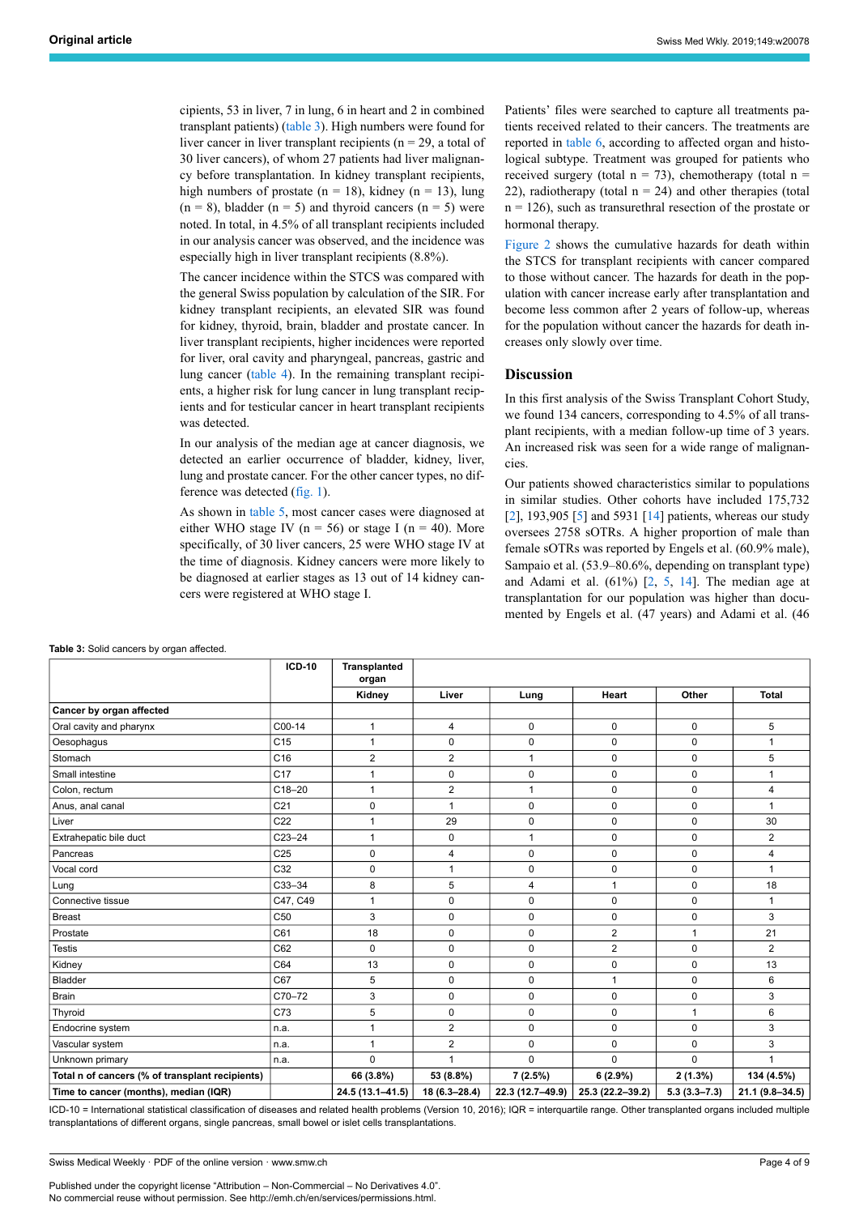cipients, 53 in liver, 7 in lung, 6 in heart and 2 in combined transplant patients) (table 3). High numbers were found for liver cancer in liver transplant recipients (n = 29, a total of 30 liver cancers), of whom 27 patients had liver malignancy before transplantation. In kidney transplant recipients, high numbers of prostate (n = 18), kidney (n = 13), lung (n = 8), bladder (n = 5) and thyroid cancers (n = 5) were noted. In total, in 4.5% of all transplant recipients included in our analysis cancer was observed, and the incidence was especially high in liver transplant recipients (8.8%).

The cancer incidence within the STCS was compared with the general Swiss population by calculation of the SIR. For kidney transplant recipients, an elevated SIR was found for kidney, thyroid, brain, bladder and prostate cancer. In liver transplant recipients, higher incidences were reported for liver, oral cavity and pharyngeal, pancreas, gastric and lung cancer (table 4). In the remaining transplant recipients, a higher risk for lung cancer in lung transplant recipients and for testicular cancer in heart transplant recipients was detected.

In our analysis of the median age at cancer diagnosis, we detected an earlier occurrence of bladder, kidney, liver, lung and prostate cancer. For the other cancer types, no difference was detected (fig. 1).

As shown in table 5, most cancer cases were diagnosed at either WHO stage IV (n = 56) or stage I (n = 40). More specifically, of 30 liver cancers, 25 were WHO stage IV at the time of diagnosis. Kidney cancers were more likely to be diagnosed at earlier stages as 13 out of 14 kidney cancers were registered at WHO stage I.

Patients' files were searched to capture all treatments patients received related to their cancers. The treatments are reported in table 6, according to affected organ and histological subtype. Treatment was grouped for patients who received surgery (total n = 73), chemotherapy (total n = 22), radiotherapy (total n = 24) and other therapies (total n = 126), such as transurethral resection of the prostate or hormonal therapy.

Figure 2 shows the cumulative hazards for death within the STCS for transplant recipients with cancer compared to those without cancer. The hazards for death in the population with cancer increase early after transplantation and become less common after 2 years of follow-up, whereas for the population without cancer the hazards for death increases only slowly over time.

## Discussion

In this first analysis of the Swiss Transplant Cohort Study, we found 134 cancers, corresponding to 4.5% of all transplant recipients, with a median follow-up time of 3 years. An increased risk was seen for a wide range of malignancies.

Our patients showed characteristics similar to populations in similar studies. Other cohorts have included 175,732 [2], 193,905 [5] and 5931 [14] patients, whereas our study oversees 2758 sOTRs. A higher proportion of male than female sOTRs was reported by Engels et al. (60.9% male), Sampaio et al. (53.9–80.6%, depending on transplant type) and Adami et al. (61%) [2, 5, 14]. The median age at transplantation for our population was higher than documented by Engels et al. (47 years) and Adami et al. (46

**Table 3:** Solid cancers by organ affected.

| | ICD-10 | Transplanted organ | | | | | |
|---|---|---|---|---|---|---|---|
| | | Kidney | Liver | Lung | Heart | Other | Total |
| **Cancer by organ affected** | | | | | | | |
| Oral cavity and pharynx | C00-14 | 1 | 4 | 0 | 0 | 0 | 5 |
| Oesophagus | C15 | 1 | 0 | 0 | 0 | 0 | 1 |
| Stomach | C16 | 2 | 2 | 1 | 0 | 0 | 5 |
| Small intestine | C17 | 1 | 0 | 0 | 0 | 0 | 1 |
| Colon, rectum | C18–20 | 1 | 2 | 1 | 0 | 0 | 4 |
| Anus, anal canal | C21 | 0 | 1 | 0 | 0 | 0 | 1 |
| Liver | C22 | 1 | 29 | 0 | 0 | 0 | 30 |
| Extrahepatic bile duct | C23–24 | 1 | 0 | 1 | 0 | 0 | 2 |
| Pancreas | C25 | 0 | 4 | 0 | 0 | 0 | 4 |
| Vocal cord | C32 | 0 | 1 | 0 | 0 | 0 | 1 |
| Lung | C33–34 | 8 | 5 | 4 | 1 | 0 | 18 |
| Connective tissue | C47, C49 | 1 | 0 | 0 | 0 | 0 | 1 |
| Breast | C50 | 3 | 0 | 0 | 0 | 0 | 3 |
| Prostate | C61 | 18 | 0 | 0 | 2 | 1 | 21 |
| Testis | C62 | 0 | 0 | 0 | 2 | 0 | 2 |
| Kidney | C64 | 13 | 0 | 0 | 0 | 0 | 13 |
| Bladder | C67 | 5 | 0 | 0 | 1 | 0 | 6 |
| Brain | C70–72 | 3 | 0 | 0 | 0 | 0 | 3 |
| Thyroid | C73 | 5 | 0 | 0 | 0 | 1 | 6 |
| Endocrine system | n.a. | 1 | 2 | 0 | 0 | 0 | 3 |
| Vascular system | n.a. | 1 | 2 | 0 | 0 | 0 | 3 |
| Unknown primary | n.a. | 0 | 1 | 0 | 0 | 0 | 1 |
| **Total n of cancers (% of transplant recipients)** | | **66 (3.8%)** | **53 (8.8%)** | **7 (2.5%)** | **6 (2.9%)** | **2 (1.3%)** | **134 (4.5%)** |
| **Time to cancer (months), median (IQR)** | | **24.5 (13.1–41.5)** | **18 (6.3–28.4)** | **22.3 (12.7–49.9)** | **25.3 (22.2–39.2)** | **5.3 (3.3–7.3)** | **21.1 (9.8–34.5)** |

ICD-10 = International statistical classification of diseases and related health problems (Version 10, 2016); IQR = interquartile range. Other transplanted organs included multiple transplantations of different organs, single pancreas, small bowel or islet cells transplantations.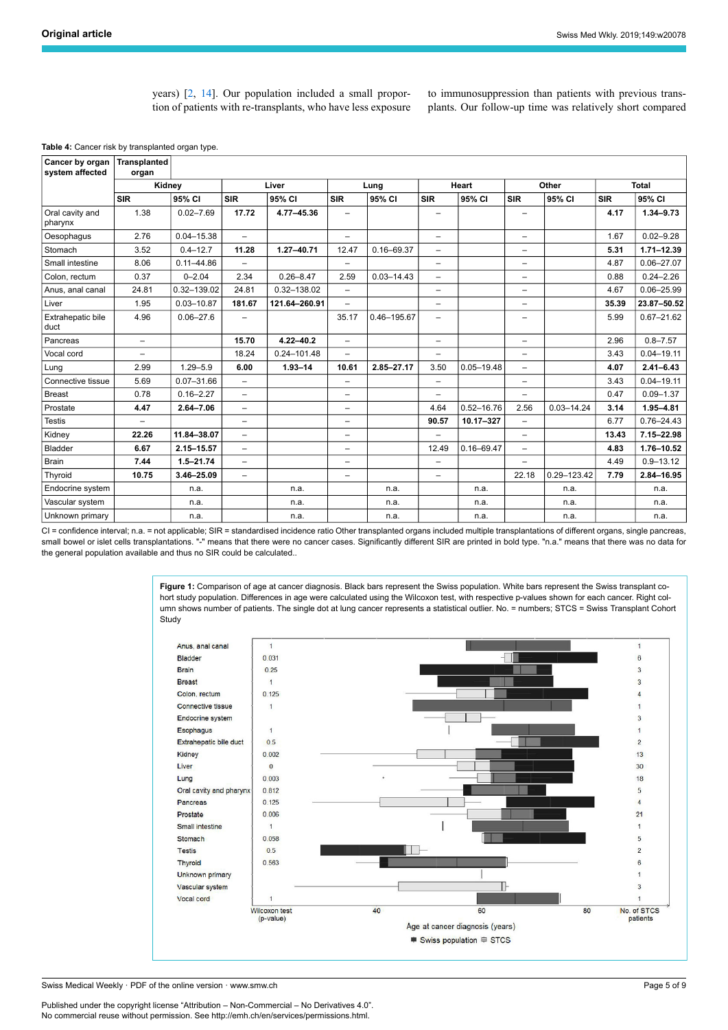years) [2, 14]. Our population included a small proportion of patients with re-transplants, who have less exposure to immunosuppression than patients with previous transplants. Our follow-up time was relatively short compared

**Table 4:** Cancer risk by transplanted organ type.

| Cancer by organ system affected | Transplanted organ | | | | | | | | | | | |
|---|---|---|---|---|---|---|---|---|---|---|---|---|
| | Kidney | | Liver | | Lung | | Heart | | Other | | Total | |
| | SIR | 95% CI | SIR | 95% CI | SIR | 95% CI | SIR | 95% CI | SIR | 95% CI | SIR | 95% CI |
| Oral cavity and pharynx | 1.38 | 0.02–7.69 | **17.72** | **4.77–45.36** | – | | – | | – | | **4.17** | **1.34–9.73** |
| Oesophagus | 2.76 | 0.04–15.38 | – | | – | | – | | – | | 1.67 | 0.02–9.28 |
| Stomach | 3.52 | 0.4–12.7 | **11.28** | **1.27–40.71** | 12.47 | 0.16–69.37 | – | | – | | **5.31** | **1.71–12.39** |
| Small intestine | 8.06 | 0.11–44.86 | – | | – | | – | | – | | 4.87 | 0.06–27.07 |
| Colon, rectum | 0.37 | 0–2.04 | 2.34 | 0.26–8.47 | 2.59 | 0.03–14.43 | – | | – | | 0.88 | 0.24–2.26 |
| Anus, anal canal | 24.81 | 0.32–139.02 | 24.81 | 0.32–138.02 | – | | – | | – | | 4.67 | 0.06–25.99 |
| Liver | 1.95 | 0.03–10.87 | **181.67** | **121.64–260.91** | – | | – | | – | | **35.39** | **23.87–50.52** |
| Extrahepatic bile duct | 4.96 | 0.06–27.6 | – | | 35.17 | 0.46–195.67 | – | | – | | 5.99 | 0.67–21.62 |
| Pancreas | – | | **15.70** | **4.22–40.2** | – | | – | | – | | 2.96 | 0.8–7.57 |
| Vocal cord | – | | 18.24 | 0.24–101.48 | – | | – | | – | | 3.43 | 0.04–19.11 |
| Lung | 2.99 | 1.29–5.9 | **6.00** | **1.93–14** | **10.61** | **2.85–27.17** | 3.50 | 0.05–19.48 | – | | **4.07** | **2.41–6.43** |
| Connective tissue | 5.69 | 0.07–31.66 | – | | – | | – | | – | | 3.43 | 0.04–19.11 |
| Breast | 0.78 | 0.16–2.27 | – | | – | | – | | – | | 0.47 | 0.09–1.37 |
| Prostate | **4.47** | **2.64–7.06** | – | | – | | 4.64 | 0.52–16.76 | 2.56 | 0.03–14.24 | **3.14** | **1.95–4.81** |
| Testis | – | | – | | – | | **90.57** | **10.17–327** | – | | 6.77 | 0.76–24.43 |
| Kidney | **22.26** | **11.84–38.07** | – | | – | | – | | – | | **13.43** | **7.15–22.98** |
| Bladder | **6.67** | **2.15–15.57** | – | | – | | 12.49 | 0.16–69.47 | – | | **4.83** | **1.76–10.52** |
| Brain | **7.44** | **1.5–21.74** | – | | – | | – | | – | | 4.49 | 0.9–13.12 |
| Thyroid | **10.75** | **3.46–25.09** | – | | – | | – | | 22.18 | 0.29–123.42 | **7.79** | **2.84–16.95** |
| Endocrine system | | n.a. | | n.a. | | n.a. | | n.a. | | n.a. | | n.a. |
| Vascular system | | n.a. | | n.a. | | n.a. | | n.a. | | n.a. | | n.a. |
| Unknown primary | | n.a. | | n.a. | | n.a. | | n.a. | | n.a. | | n.a. |

CI = confidence interval; n.a. = not applicable; SIR = standardised incidence ratio Other transplanted organs included multiple transplantations of different organs, single pancreas, small bowel or islet cells transplantations. "-" means that there were no cancer cases. Significantly different SIR are printed in bold type. "n.a." means that there was no data for the general population available and thus no SIR could be calculated..

**Figure 1:** Comparison of age at cancer diagnosis. Black bars represent the Swiss population. White bars represent the Swiss transplant cohort study population. Differences in age were calculated using the Wilcoxon test, with respective p-values shown for each cancer. Right column shows number of patients. The single dot at lung cancer represents a statistical outlier. No. = numbers; STCS = Swiss Transplant Cohort Study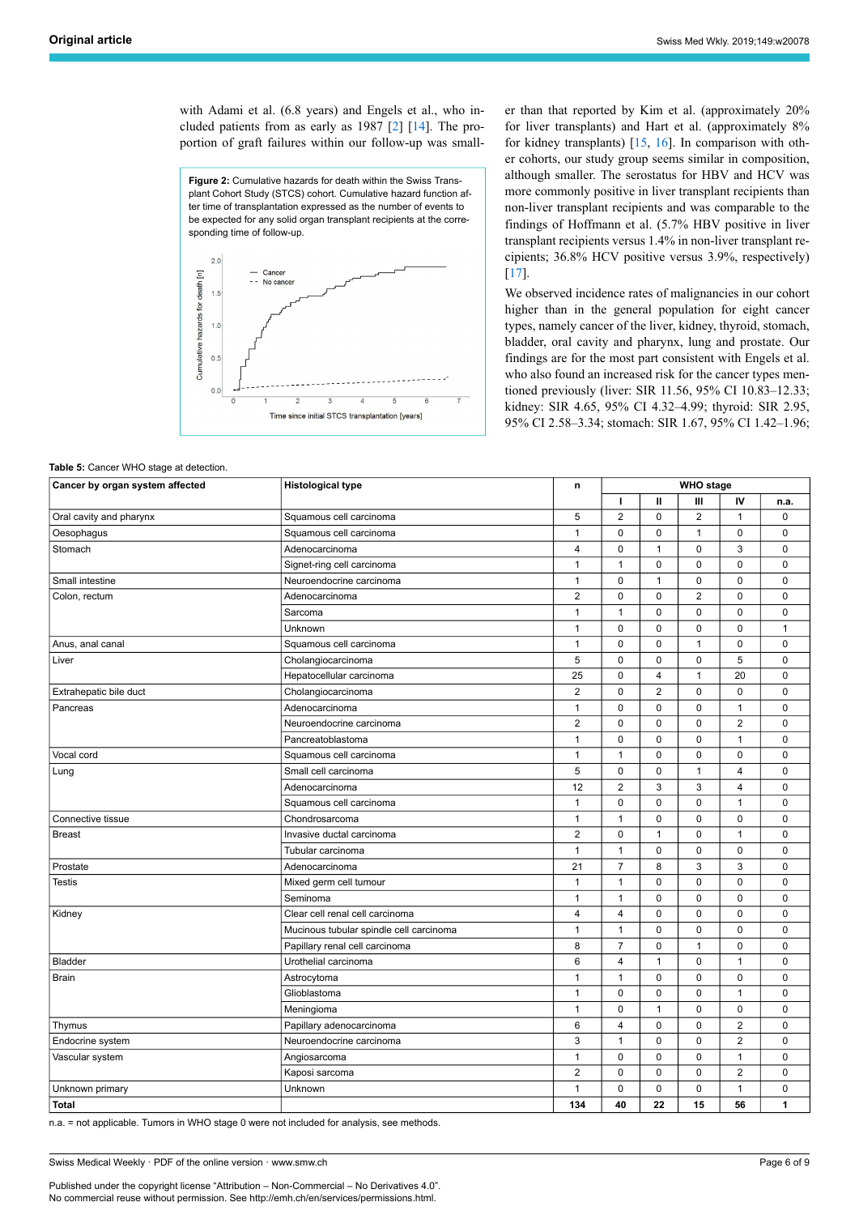with Adami et al. (6.8 years) and Engels et al., who included patients from as early as 1987 [2] [14]. The proportion of graft failures within our follow-up was smaller than that reported by Kim et al. (approximately 20% for liver transplants) and Hart et al. (approximately 8% for kidney transplants) [15, 16]. In comparison with other cohorts, our study group seems similar in composition, although smaller. The serostatus for HBV and HCV was more commonly positive in liver transplant recipients than non-liver transplant recipients and was comparable to the findings of Hoffmann et al. (5.7% HBV positive in liver transplant recipients versus 1.4% in non-liver transplant recipients; 36.8% HCV positive versus 3.9%, respectively) [17].

**Figure 2:** Cumulative hazards for death within the Swiss Transplant Cohort Study (STCS) cohort. Cumulative hazard function after time of transplantation expressed as the number of events to be expected for any solid organ transplant recipients at the corresponding time of follow-up.

We observed incidence rates of malignancies in our cohort higher than in the general population for eight cancer types, namely cancer of the liver, kidney, thyroid, stomach, bladder, oral cavity and pharynx, lung and prostate. Our findings are for the most part consistent with Engels et al. who also found an increased risk for the cancer types mentioned previously (liver: SIR 11.56, 95% CI 10.83–12.33; kidney: SIR 4.65, 95% CI 4.32–4.99; thyroid: SIR 2.95, 95% CI 2.58–3.34; stomach: SIR 1.67, 95% CI 1.42–1.96;

**Table 5:** Cancer WHO stage at detection.

| Cancer by organ system affected | Histological type | n | WHO stage | | | | |
|---|---|---|---|---|---|---|---|
| | | | I | II | III | IV | n.a. |
| Oral cavity and pharynx | Squamous cell carcinoma | 5 | 2 | 0 | 2 | 1 | 0 |
| Oesophagus | Squamous cell carcinoma | 1 | 0 | 0 | 1 | 0 | 0 |
| Stomach | Adenocarcinoma | 4 | 0 | 1 | 0 | 3 | 0 |
| | Signet-ring cell carcinoma | 1 | 1 | 0 | 0 | 0 | 0 |
| Small intestine | Neuroendocrine carcinoma | 1 | 0 | 1 | 0 | 0 | 0 |
| Colon, rectum | Adenocarcinoma | 2 | 0 | 0 | 2 | 0 | 0 |
| | Sarcoma | 1 | 1 | 0 | 0 | 0 | 0 |
| | Unknown | 1 | 0 | 0 | 0 | 0 | 1 |
| Anus, anal canal | Squamous cell carcinoma | 1 | 0 | 0 | 1 | 0 | 0 |
| Liver | Cholangiocarcinoma | 5 | 0 | 0 | 0 | 5 | 0 |
| | Hepatocellular carcinoma | 25 | 0 | 4 | 1 | 20 | 0 |
| Extrahepatic bile duct | Cholangiocarcinoma | 2 | 0 | 2 | 0 | 0 | 0 |
| Pancreas | Adenocarcinoma | 1 | 0 | 0 | 0 | 1 | 0 |
| | Neuroendocrine carcinoma | 2 | 0 | 0 | 0 | 2 | 0 |
| | Pancreatoblastoma | 1 | 0 | 0 | 0 | 1 | 0 |
| Vocal cord | Squamous cell carcinoma | 1 | 1 | 0 | 0 | 0 | 0 |
| Lung | Small cell carcinoma | 5 | 0 | 0 | 1 | 4 | 0 |
| | Adenocarcinoma | 12 | 2 | 3 | 3 | 4 | 0 |
| | Squamous cell carcinoma | 1 | 0 | 0 | 0 | 1 | 0 |
| Connective tissue | Chondrosarcoma | 1 | 1 | 0 | 0 | 0 | 0 |
| Breast | Invasive ductal carcinoma | 2 | 0 | 1 | 0 | 1 | 0 |
| | Tubular carcinoma | 1 | 1 | 0 | 0 | 0 | 0 |
| Prostate | Adenocarcinoma | 21 | 7 | 8 | 3 | 3 | 0 |
| Testis | Mixed germ cell tumour | 1 | 1 | 0 | 0 | 0 | 0 |
| | Seminoma | 1 | 1 | 0 | 0 | 0 | 0 |
| Kidney | Clear cell renal cell carcinoma | 4 | 4 | 0 | 0 | 0 | 0 |
| | Mucinous tubular spindle cell carcinoma | 1 | 1 | 0 | 0 | 0 | 0 |
| | Papillary renal cell carcinoma | 8 | 7 | 0 | 1 | 0 | 0 |
| Bladder | Urothelial carcinoma | 6 | 4 | 1 | 0 | 1 | 0 |
| Brain | Astrocytoma | 1 | 1 | 0 | 0 | 0 | 0 |
| | Glioblastoma | 1 | 0 | 0 | 0 | 1 | 0 |
| | Meningioma | 1 | 0 | 1 | 0 | 0 | 0 |
| Thymus | Papillary adenocarcinoma | 6 | 4 | 0 | 0 | 2 | 0 |
| Endocrine system | Neuroendocrine carcinoma | 3 | 1 | 0 | 0 | 2 | 0 |
| Vascular system | Angiosarcoma | 1 | 0 | 0 | 0 | 1 | 0 |
| | Kaposi sarcoma | 2 | 0 | 0 | 0 | 2 | 0 |
| Unknown primary | Unknown | 1 | 0 | 0 | 0 | 1 | 0 |
| **Total** | | **134** | **40** | **22** | **15** | **56** | **1** |

n.a. = not applicable. Tumors in WHO stage 0 were not included for analysis, see methods.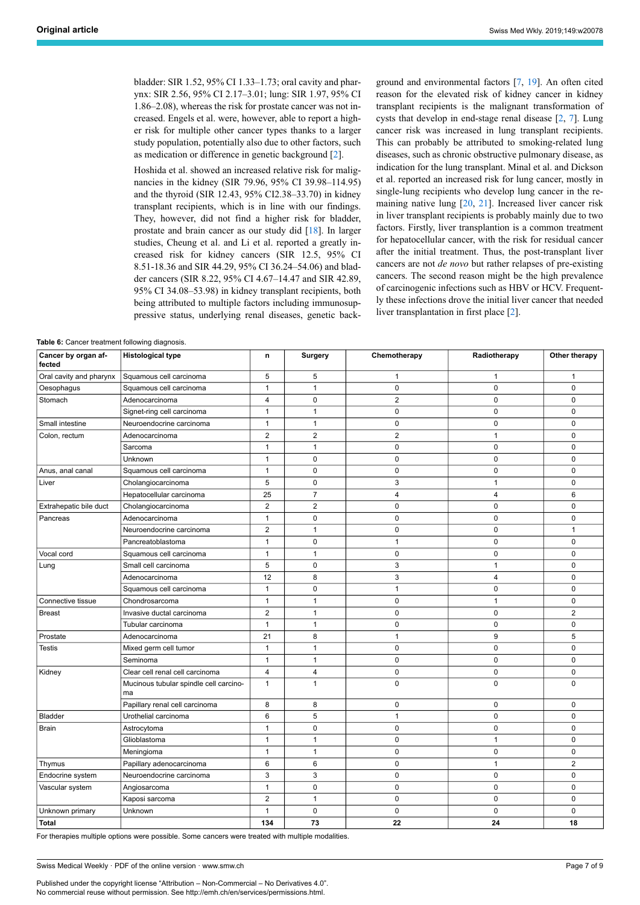bladder: SIR 1.52, 95% CI 1.33–1.73; oral cavity and pharynx: SIR 2.56, 95% CI 2.17–3.01; lung: SIR 1.97, 95% CI 1.86–2.08), whereas the risk for prostate cancer was not increased. Engels et al. were, however, able to report a higher risk for multiple other cancer types thanks to a larger study population, potentially also due to other factors, such as medication or difference in genetic background [2].

Hoshida et al. showed an increased relative risk for malignancies in the kidney (SIR 79.96, 95% CI 39.98–114.95) and the thyroid (SIR 12.43, 95% CI2.38–33.70) in kidney transplant recipients, which is in line with our findings. They, however, did not find a higher risk for bladder, prostate and brain cancer as our study did [18]. In larger studies, Cheung et al. and Li et al. reported a greatly increased risk for kidney cancers (SIR 12.5, 95% CI 8.51-18.36 and SIR 44.29, 95% CI 36.24–54.06) and bladder cancers (SIR 8.22, 95% CI 4.67–14.47 and SIR 42.89, 95% CI 34.08–53.98) in kidney transplant recipients, both being attributed to multiple factors including immunosuppressive status, underlying renal diseases, genetic background and environmental factors [7, 19]. An often cited reason for the elevated risk of kidney cancer in kidney transplant recipients is the malignant transformation of cysts that develop in end-stage renal disease [2, 7]. Lung cancer risk was increased in lung transplant recipients. This can probably be attributed to smoking-related lung diseases, such as chronic obstructive pulmonary disease, as indication for the lung transplant. Minal et al. and Dickson et al. reported an increased risk for lung cancer, mostly in single-lung recipients who develop lung cancer in the remaining native lung [20, 21]. Increased liver cancer risk in liver transplant recipients is probably mainly due to two factors. Firstly, liver transplantion is a common treatment for hepatocellular cancer, with the risk for residual cancer after the initial treatment. Thus, the post-transplant liver cancers are not *de novo* but rather relapses of pre-existing cancers. The second reason might be the high prevalence of carcinogenic infections such as HBV or HCV. Frequently these infections drove the initial liver cancer that needed liver transplantation in first place [2].

**Table 6:** Cancer treatment following diagnosis.

| Cancer by organ affected | Histological type | n | Surgery | Chemotherapy | Radiotherapy | Other therapy |
|---|---|---|---|---|---|---|
| Oral cavity and pharynx | Squamous cell carcinoma | 5 | 5 | 1 | 1 | 1 |
| Oesophagus | Squamous cell carcinoma | 1 | 1 | 0 | 0 | 0 |
| Stomach | Adenocarcinoma | 4 | 0 | 2 | 0 | 0 |
| | Signet-ring cell carcinoma | 1 | 1 | 0 | 0 | 0 |
| Small intestine | Neuroendocrine carcinoma | 1 | 1 | 0 | 0 | 0 |
| Colon, rectum | Adenocarcinoma | 2 | 2 | 2 | 1 | 0 |
| | Sarcoma | 1 | 1 | 0 | 0 | 0 |
| | Unknown | 1 | 0 | 0 | 0 | 0 |
| Anus, anal canal | Squamous cell carcinoma | 1 | 0 | 0 | 0 | 0 |
| Liver | Cholangiocarcinoma | 5 | 0 | 3 | 1 | 0 |
| | Hepatocellular carcinoma | 25 | 7 | 4 | 4 | 6 |
| Extrahepatic bile duct | Cholangiocarcinoma | 2 | 2 | 0 | 0 | 0 |
| Pancreas | Adenocarcinoma | 1 | 0 | 0 | 0 | 0 |
| | Neuroendocrine carcinoma | 2 | 1 | 0 | 0 | 1 |
| | Pancreatoblastoma | 1 | 0 | 1 | 0 | 0 |
| Vocal cord | Squamous cell carcinoma | 1 | 1 | 0 | 0 | 0 |
| Lung | Small cell carcinoma | 5 | 0 | 3 | 1 | 0 |
| | Adenocarcinoma | 12 | 8 | 3 | 4 | 0 |
| | Squamous cell carcinoma | 1 | 0 | 1 | 0 | 0 |
| Connective tissue | Chondrosarcoma | 1 | 1 | 0 | 1 | 0 |
| Breast | Invasive ductal carcinoma | 2 | 1 | 0 | 0 | 2 |
| | Tubular carcinoma | 1 | 1 | 0 | 0 | 0 |
| Prostate | Adenocarcinoma | 21 | 8 | 1 | 9 | 5 |
| Testis | Mixed germ cell tumor | 1 | 1 | 0 | 0 | 0 |
| | Seminoma | 1 | 1 | 0 | 0 | 0 |
| Kidney | Clear cell renal cell carcinoma | 4 | 4 | 0 | 0 | 0 |
| | Mucinous tubular spindle cell carcinoma | 1 | 1 | 0 | 0 | 0 |
| | Papillary renal cell carcinoma | 8 | 8 | 0 | 0 | 0 |
| Bladder | Urothelial carcinoma | 6 | 5 | 1 | 0 | 0 |
| Brain | Astrocytoma | 1 | 0 | 0 | 0 | 0 |
| | Glioblastoma | 1 | 1 | 0 | 1 | 0 |
| | Meningioma | 1 | 1 | 0 | 0 | 0 |
| Thymus | Papillary adenocarcinoma | 6 | 6 | 0 | 1 | 2 |
| Endocrine system | Neuroendocrine carcinoma | 3 | 3 | 0 | 0 | 0 |
| Vascular system | Angiosarcoma | 1 | 0 | 0 | 0 | 0 |
| | Kaposi sarcoma | 2 | 1 | 0 | 0 | 0 |
| Unknown primary | Unknown | 1 | 0 | 0 | 0 | 0 |
| **Total** | | **134** | **73** | **22** | **24** | **18** |

For therapies multiple options were possible. Some cancers were treated with multiple modalities.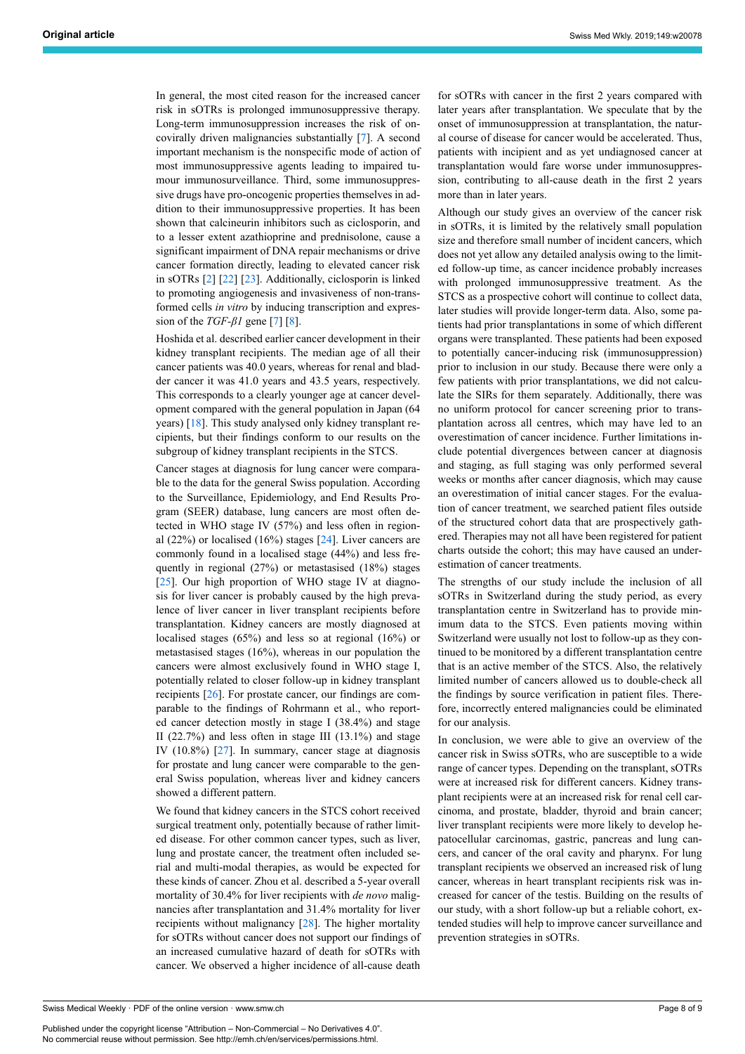In general, the most cited reason for the increased cancer risk in sOTRs is prolonged immunosuppressive therapy. Long-term immunosuppression increases the risk of oncovirally driven malignancies substantially [7]. A second important mechanism is the nonspecific mode of action of most immunosuppressive agents leading to impaired tumour immunosurveillance. Third, some immunosuppressive drugs have pro-oncogenic properties themselves in addition to their immunosuppressive properties. It has been shown that calcineurin inhibitors such as ciclosporin, and to a lesser extent azathioprine and prednisolone, cause a significant impairment of DNA repair mechanisms or drive cancer formation directly, leading to elevated cancer risk in sOTRs [2] [22] [23]. Additionally, ciclosporin is linked to promoting angiogenesis and invasiveness of non-transformed cells *in vitro* by inducing transcription and expression of the *TGF-β1* gene [7] [8].

Hoshida et al. described earlier cancer development in their kidney transplant recipients. The median age of all their cancer patients was 40.0 years, whereas for renal and bladder cancer it was 41.0 years and 43.5 years, respectively. This corresponds to a clearly younger age at cancer development compared with the general population in Japan (64 years) [18]. This study analysed only kidney transplant recipients, but their findings conform to our results on the subgroup of kidney transplant recipients in the STCS.

Cancer stages at diagnosis for lung cancer were comparable to the data for the general Swiss population. According to the Surveillance, Epidemiology, and End Results Program (SEER) database, lung cancers are most often detected in WHO stage IV (57%) and less often in regional (22%) or localised (16%) stages [24]. Liver cancers are commonly found in a localised stage (44%) and less frequently in regional (27%) or metastasised (18%) stages [25]. Our high proportion of WHO stage IV at diagnosis for liver cancer is probably caused by the high prevalence of liver cancer in liver transplant recipients before transplantation. Kidney cancers are mostly diagnosed at localised stages (65%) and less so at regional (16%) or metastasised stages (16%), whereas in our population the cancers were almost exclusively found in WHO stage I, potentially related to closer follow-up in kidney transplant recipients [26]. For prostate cancer, our findings are comparable to the findings of Rohrmann et al., who reported cancer detection mostly in stage I (38.4%) and stage II (22.7%) and less often in stage III (13.1%) and stage IV (10.8%) [27]. In summary, cancer stage at diagnosis for prostate and lung cancer were comparable to the general Swiss population, whereas liver and kidney cancers showed a different pattern.

We found that kidney cancers in the STCS cohort received surgical treatment only, potentially because of rather limited disease. For other common cancer types, such as liver, lung and prostate cancer, the treatment often included serial and multi-modal therapies, as would be expected for these kinds of cancer. Zhou et al. described a 5-year overall mortality of 30.4% for liver recipients with *de novo* malignancies after transplantation and 31.4% mortality for liver recipients without malignancy [28]. The higher mortality for sOTRs without cancer does not support our findings of an increased cumulative hazard of death for sOTRs with cancer. We observed a higher incidence of all-cause death for sOTRs with cancer in the first 2 years compared with later years after transplantation. We speculate that by the onset of immunosuppression at transplantation, the natural course of disease for cancer would be accelerated. Thus, patients with incipient and as yet undiagnosed cancer at transplantation would fare worse under immunosuppression, contributing to all-cause death in the first 2 years more than in later years.

Although our study gives an overview of the cancer risk in sOTRs, it is limited by the relatively small population size and therefore small number of incident cancers, which does not yet allow any detailed analysis owing to the limited follow-up time, as cancer incidence probably increases with prolonged immunosuppressive treatment. As the STCS as a prospective cohort will continue to collect data, later studies will provide longer-term data. Also, some patients had prior transplantations in some of which different organs were transplanted. These patients had been exposed to potentially cancer-inducing risk (immunosuppression) prior to inclusion in our study. Because there were only a few patients with prior transplantations, we did not calculate the SIRs for them separately. Additionally, there was no uniform protocol for cancer screening prior to transplantation across all centres, which may have led to an overestimation of cancer incidence. Further limitations include potential divergences between cancer at diagnosis and staging, as full staging was only performed several weeks or months after cancer diagnosis, which may cause an overestimation of initial cancer stages. For the evaluation of cancer treatment, we searched patient files outside of the structured cohort data that are prospectively gathered. Therapies may not all have been registered for patient charts outside the cohort; this may have caused an underestimation of cancer treatments.

The strengths of our study include the inclusion of all sOTRs in Switzerland during the study period, as every transplantation centre in Switzerland has to provide minimum data to the STCS. Even patients moving within Switzerland were usually not lost to follow-up as they continued to be monitored by a different transplantation centre that is an active member of the STCS. Also, the relatively limited number of cancers allowed us to double-check all the findings by source verification in patient files. Therefore, incorrectly entered malignancies could be eliminated for our analysis.

In conclusion, we were able to give an overview of the cancer risk in Swiss sOTRs, who are susceptible to a wide range of cancer types. Depending on the transplant, sOTRs were at increased risk for different cancers. Kidney transplant recipients were at an increased risk for renal cell carcinoma, and prostate, bladder, thyroid and brain cancer; liver transplant recipients were more likely to develop hepatocellular carcinomas, gastric, pancreas and lung cancers, and cancer of the oral cavity and pharynx. For lung transplant recipients we observed an increased risk of lung cancer, whereas in heart transplant recipients risk was increased for cancer of the testis. Building on the results of our study, with a short follow-up but a reliable cohort, extended studies will help to improve cancer surveillance and prevention strategies in sOTRs.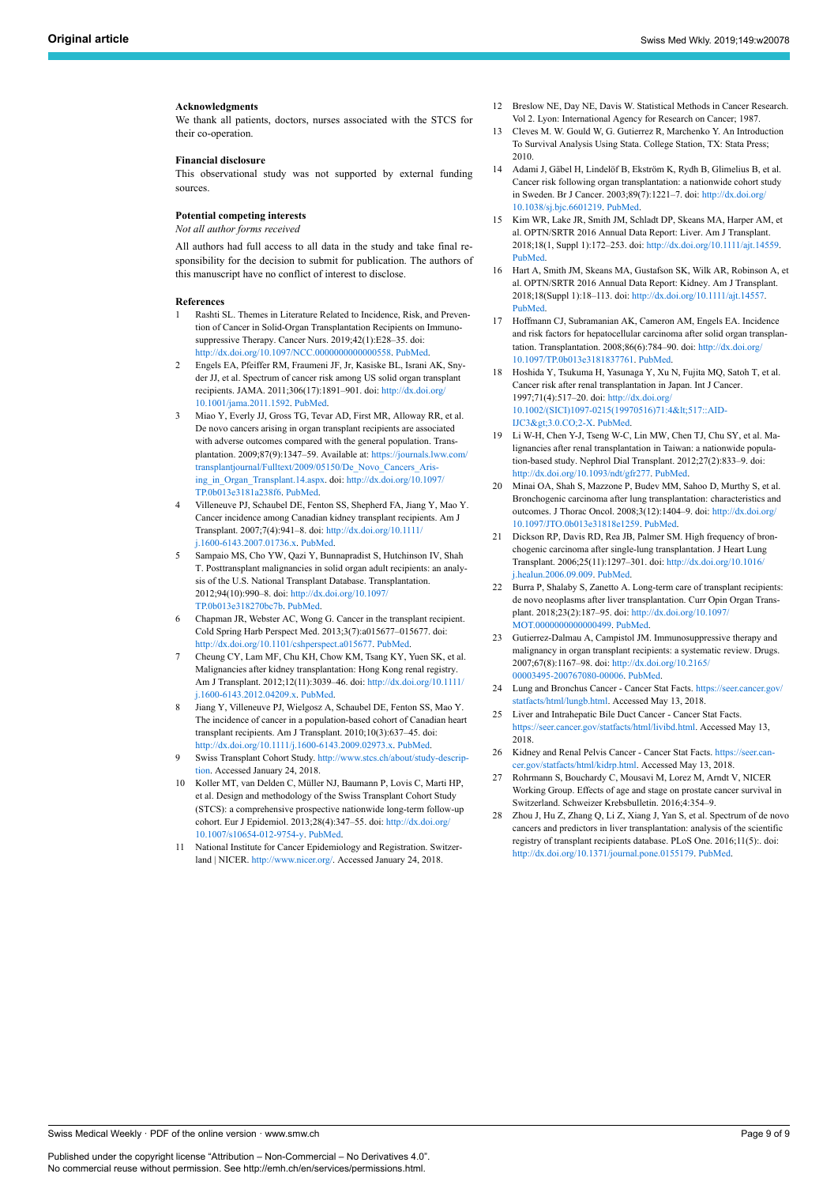### Acknowledgments

We thank all patients, doctors, nurses associated with the STCS for their co-operation.

### Financial disclosure

This observational study was not supported by external funding sources.

### Potential competing interests

*Not all author forms received*

All authors had full access to all data in the study and take final responsibility for the decision to submit for publication. The authors of this manuscript have no conflict of interest to disclose.

### References

1. Rashti SL. Themes in Literature Related to Incidence, Risk, and Prevention of Cancer in Solid-Organ Transplantation Recipients on Immunosuppressive Therapy. Cancer Nurs. 2019;42(1):E28–35. doi: http://dx.doi.org/10.1097/NCC.0000000000000558. PubMed.
2. Engels EA, Pfeiffer RM, Fraumeni JF, Jr, Kasiske BL, Israni AK, Snyder JJ, et al. Spectrum of cancer risk among US solid organ transplant recipients. JAMA. 2011;306(17):1891–901. doi: http://dx.doi.org/10.1001/jama.2011.1592. PubMed.
3. Miao Y, Everly JJ, Gross TG, Tevar AD, First MR, Alloway RR, et al. De novo cancers arising in organ transplant recipients are associated with adverse outcomes compared with the general population. Transplantation. 2009;87(9):1347–59. Available at: https://journals.lww.com/transplantjournal/Fulltext/2009/05150/De_Novo_Cancers_Arising_in_Organ_Transplant.14.aspx. doi: http://dx.doi.org/10.1097/TP.0b013e3181a238f6. PubMed.
4. Villeneuve PJ, Schaubel DE, Fenton SS, Shepherd FA, Jiang Y, Mao Y. Cancer incidence among Canadian kidney transplant recipients. Am J Transplant. 2007;7(4):941–8. doi: http://dx.doi.org/10.1111/j.1600-6143.2007.01736.x. PubMed.
5. Sampaio MS, Cho YW, Qazi Y, Bunnapradist S, Hutchinson IV, Shah T. Posttransplant malignancies in solid organ adult recipients: an analysis of the U.S. National Transplant Database. Transplantation. 2012;94(10):990–8. doi: http://dx.doi.org/10.1097/TP.0b013e318270bc7b. PubMed.
6. Chapman JR, Webster AC, Wong G. Cancer in the transplant recipient. Cold Spring Harb Perspect Med. 2013;3(7):a015677–015677. doi: http://dx.doi.org/10.1101/cshperspect.a015677. PubMed.
7. Cheung CY, Lam MF, Chu KH, Chow KM, Tsang KY, Yuen SK, et al. Malignancies after kidney transplantation: Hong Kong renal registry. Am J Transplant. 2012;12(11):3039–46. doi: http://dx.doi.org/10.1111/j.1600-6143.2012.04209.x. PubMed.
8. Jiang Y, Villeneuve PJ, Wielgosz A, Schaubel DE, Fenton SS, Mao Y. The incidence of cancer in a population-based cohort of Canadian heart transplant recipients. Am J Transplant. 2010;10(3):637–45. doi: http://dx.doi.org/10.1111/j.1600-6143.2009.02973.x. PubMed.
9. Swiss Transplant Cohort Study. http://www.stcs.ch/about/study-description. Accessed January 24, 2018.
10. Koller MT, van Delden C, Müller NJ, Baumann P, Lovis C, Marti HP, et al. Design and methodology of the Swiss Transplant Cohort Study (STCS): a comprehensive prospective nationwide long-term follow-up cohort. Eur J Epidemiol. 2013;28(4):347–55. doi: http://dx.doi.org/10.1007/s10654-012-9754-y. PubMed.
11. National Institute for Cancer Epidemiology and Registration. Switzerland | NICER. http://www.nicer.org/. Accessed January 24, 2018.
12. Breslow NE, Day NE, Davis W. Statistical Methods in Cancer Research. Vol 2. Lyon: International Agency for Research on Cancer; 1987.
13. Cleves M. W. Gould W, G. Gutierrez R, Marchenko Y. An Introduction To Survival Analysis Using Stata. College Station, TX: Stata Press; 2010.
14. Adami J, Gäbel H, Lindelöf B, Ekström K, Rydh B, Glimelius B, et al. Cancer risk following organ transplantation: a nationwide cohort study in Sweden. Br J Cancer. 2003;89(7):1221–7. doi: http://dx.doi.org/10.1038/sj.bjc.6601219. PubMed.
15. Kim WR, Lake JR, Smith JM, Schladt DP, Skeans MA, Harper AM, et al. OPTN/SRTR 2016 Annual Data Report: Liver. Am J Transplant. 2018;18(1, Suppl 1):172–253. doi: http://dx.doi.org/10.1111/ajt.14559. PubMed.
16. Hart A, Smith JM, Skeans MA, Gustafson SK, Wilk AR, Robinson A, et al. OPTN/SRTR 2016 Annual Data Report: Kidney. Am J Transplant. 2018;18(Suppl 1):18–113. doi: http://dx.doi.org/10.1111/ajt.14557. PubMed.
17. Hoffmann CJ, Subramanian AK, Cameron AM, Engels EA. Incidence and risk factors for hepatocellular carcinoma after solid organ transplantation. Transplantation. 2008;86(6):784–90. doi: http://dx.doi.org/10.1097/TP.0b013e3181837761. PubMed.
18. Hoshida Y, Tsukuma H, Yasunaga Y, Xu N, Fujita MQ, Satoh T, et al. Cancer risk after renal transplantation in Japan. Int J Cancer. 1997;71(4):517–20. doi: http://dx.doi.org/10.1002/(SICI)1097-0215(19970516)71:4&lt;517::AID-IJC3&gt;3.0.CO;2-X. PubMed.
19. Li W-H, Chen Y-J, Tseng W-C, Lin MW, Chen TJ, Chu SY, et al. Malignancies after renal transplantation in Taiwan: a nationwide population-based study. Nephrol Dial Transplant. 2012;27(2):833–9. doi: http://dx.doi.org/10.1093/ndt/gfr277. PubMed.
20. Minai OA, Shah S, Mazzone P, Budev MM, Sahoo D, Murthy S, et al. Bronchogenic carcinoma after lung transplantation: characteristics and outcomes. J Thorac Oncol. 2008;3(12):1404–9. doi: http://dx.doi.org/10.1097/JTO.0b013e31818e1259. PubMed.
21. Dickson RP, Davis RD, Rea JB, Palmer SM. High frequency of bronchogenic carcinoma after single-lung transplantation. J Heart Lung Transplant. 2006;25(11):1297–301. doi: http://dx.doi.org/10.1016/j.healun.2006.09.009. PubMed.
22. Burra P, Shalaby S, Zanetto A. Long-term care of transplant recipients: de novo neoplasms after liver transplantation. Curr Opin Organ Transplant. 2018;23(2):187–95. doi: http://dx.doi.org/10.1097/MOT.0000000000000499. PubMed.
23. Gutierrez-Dalmau A, Campistol JM. Immunosuppressive therapy and malignancy in organ transplant recipients: a systematic review. Drugs. 2007;67(8):1167–98. doi: http://dx.doi.org/10.2165/00003495-200767080-00006. PubMed.
24. Lung and Bronchus Cancer - Cancer Stat Facts. https://seer.cancer.gov/statfacts/html/lungb.html. Accessed May 13, 2018.
25. Liver and Intrahepatic Bile Duct Cancer - Cancer Stat Facts. https://seer.cancer.gov/statfacts/html/livibd.html. Accessed May 13, 2018.
26. Kidney and Renal Pelvis Cancer - Cancer Stat Facts. https://seer.cancer.gov/statfacts/html/kidrp.html. Accessed May 13, 2018.
27. Rohrmann S, Bouchardy C, Mousavi M, Lorez M, Arndt V, NICER Working Group. Effects of age and stage on prostate cancer survival in Switzerland. Schweizer Krebsbulletin. 2016;4:354–9.
28. Zhou J, Hu Z, Zhang Q, Li Z, Xiang J, Yan S, et al. Spectrum of de novo cancers and predictors in liver transplantation: analysis of the scientific registry of transplant recipients database. PLoS One. 2016;11(5):. doi: http://dx.doi.org/10.1371/journal.pone.0155179. PubMed.